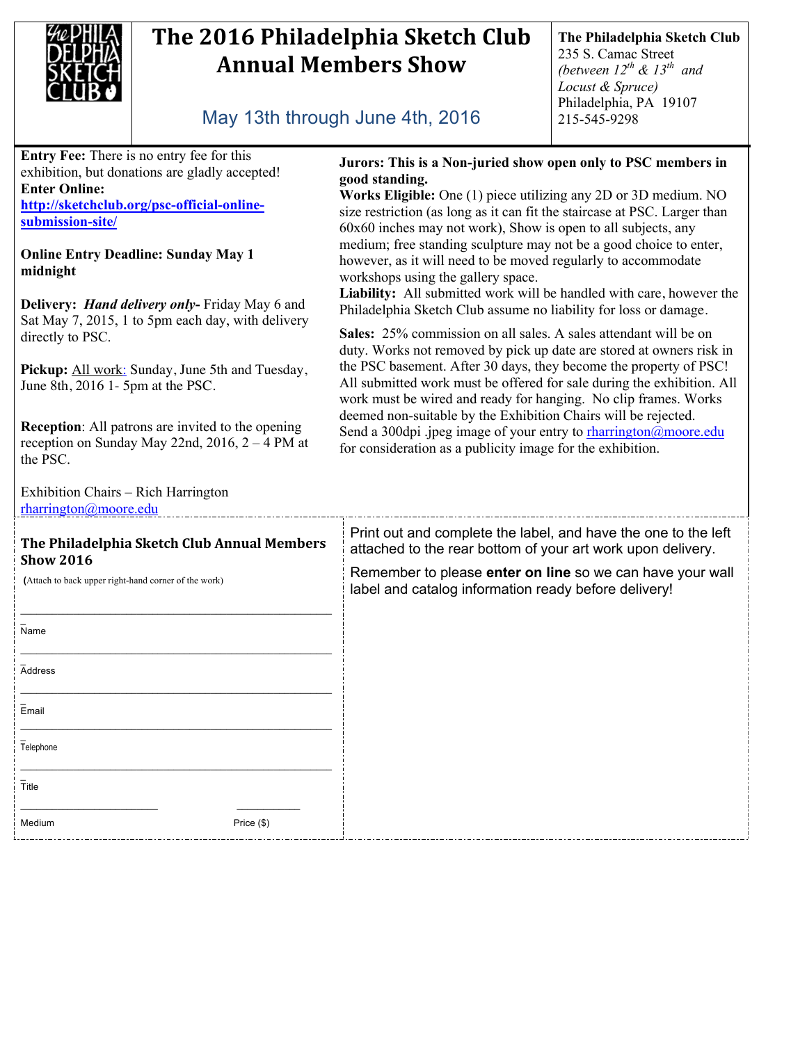# The 2016 Philadelphia Sketch Club Annual Members Show

May 13th through June 4th, 2016

**The Philadelphia Sketch Club**
235 S. Camac Street
*(between 12th & 13th and Locust & Spruce)*
Philadelphia, PA 19107
215-545-9298

**Entry Fee:** There is no entry fee for this exhibition, but donations are gladly accepted!

**Enter Online:** **http://sketchclub.org/psc-official-online-submission-site/**

**Online Entry Deadline: Sunday May 1 midnight**

**Delivery:** ***Hand delivery only-*** Friday May 6 and Sat May 7, 2015, 1 to 5pm each day, with delivery directly to PSC.

**Pickup:** All work: Sunday, June 5th and Tuesday, June 8th, 2016 1- 5pm at the PSC.

**Reception**: All patrons are invited to the opening reception on Sunday May 22nd, 2016, 2 – 4 PM at the PSC.

Exhibition Chairs – Rich Harrington
rharrington@moore.edu

**Jurors: This is a Non-juried show open only to PSC members in good standing.**

**Works Eligible:** One (1) piece utilizing any 2D or 3D medium. NO size restriction (as long as it can fit the staircase at PSC. Larger than 60x60 inches may not work), Show is open to all subjects, any medium; free standing sculpture may not be a good choice to enter, however, as it will need to be moved regularly to accommodate workshops using the gallery space.

**Liability:** All submitted work will be handled with care, however the Philadelphia Sketch Club assume no liability for loss or damage.

**Sales:** 25% commission on all sales. A sales attendant will be on duty. Works not removed by pick up date are stored at owners risk in the PSC basement. After 30 days, they become the property of PSC! All submitted work must be offered for sale during the exhibition. All work must be wired and ready for hanging. No clip frames. Works deemed non-suitable by the Exhibition Chairs will be rejected. Send a 300dpi .jpeg image of your entry to rharrington@moore.edu for consideration as a publicity image for the exhibition.

---

**The Philadelphia Sketch Club Annual Members Show 2016**

(Attach to back upper right-hand corner of the work)

\_\_\_\_\_\_\_\_\_\_\_\_\_\_\_\_\_\_\_\_\_\_\_\_\_\_\_\_\_\_\_\_\_\_\_\_\_\_\_\_
Name

\_\_\_\_\_\_\_\_\_\_\_\_\_\_\_\_\_\_\_\_\_\_\_\_\_\_\_\_\_\_\_\_\_\_\_\_\_\_\_\_
Address

\_\_\_\_\_\_\_\_\_\_\_\_\_\_\_\_\_\_\_\_\_\_\_\_\_\_\_\_\_\_\_\_\_\_\_\_\_\_\_\_
Email

\_\_\_\_\_\_\_\_\_\_\_\_\_\_\_\_\_\_\_\_\_\_\_\_\_\_\_\_\_\_\_\_\_\_\_\_\_\_\_\_
Telephone

\_\_\_\_\_\_\_\_\_\_\_\_\_\_\_\_\_\_\_\_\_\_\_\_\_\_\_\_\_\_\_\_\_\_\_\_\_\_\_\_
Title

\_\_\_\_\_\_\_\_\_\_\_\_\_\_\_\_\_\_\_\_ \_\_\_\_\_\_\_\_\_\_
Medium Price ($)

Print out and complete the label, and have the one to the left attached to the rear bottom of your art work upon delivery.

Remember to please **enter on line** so we can have your wall label and catalog information ready before delivery!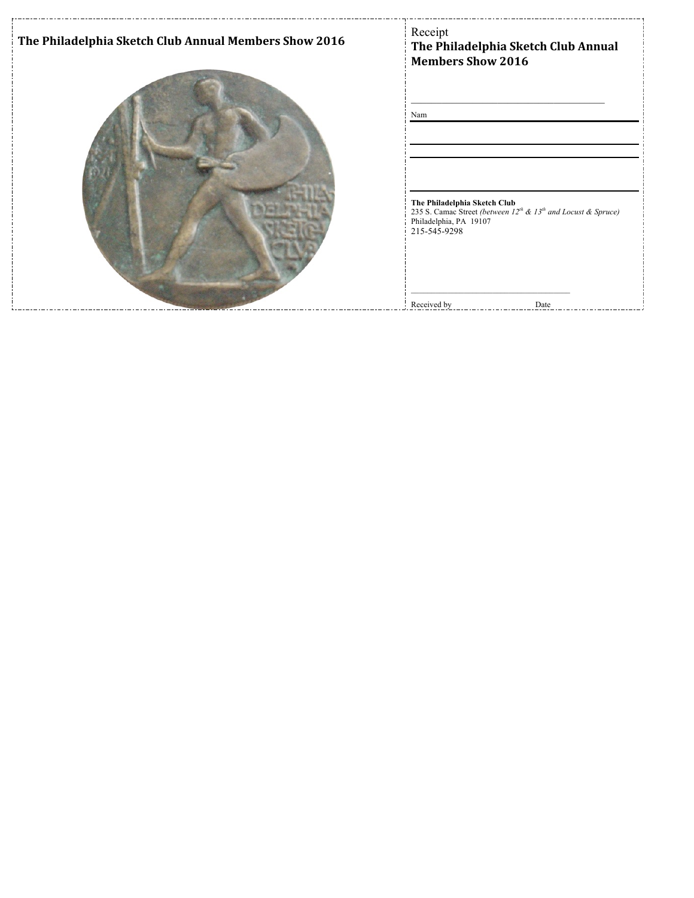**The Philadelphia Sketch Club Annual Members Show 2016**

Receipt

**The Philadelphia Sketch Club Annual Members Show 2016**

\_\_\_\_\_\_\_\_\_\_\_\_\_\_\_\_\_\_\_\_\_\_\_\_\_\_\_\_\_\_\_\_\_\_\_\_\_\_\_\_

Nam

**The Philadelphia Sketch Club**
235 S. Camac Street *(between 12th & 13th and Locust & Spruce)*
Philadelphia, PA 19107
215-545-9298

\_\_\_\_\_\_\_\_\_\_\_\_\_\_\_\_\_\_\_\_\_\_\_\_\_\_\_\_\_\_\_\_\_\_\_\_

Received by Date